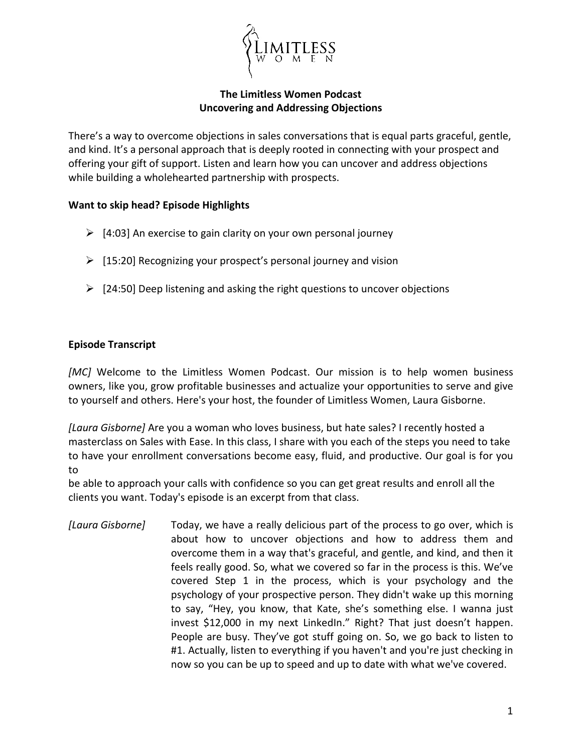# The Limitless Women Podcast
## Uncovering and Addressing Objections

There's a way to overcome objections in sales conversations that is equal parts graceful, gentle, and kind. It's a personal approach that is deeply rooted in connecting with your prospect and offering your gift of support. Listen and learn how you can uncover and address objections while building a wholehearted partnership with prospects.

**Want to skip head? Episode Highlights**

- [4:03] An exercise to gain clarity on your own personal journey
- [15:20] Recognizing your prospect's personal journey and vision
- [24:50] Deep listening and asking the right questions to uncover objections

**Episode Transcript**

*[MC]* Welcome to the Limitless Women Podcast. Our mission is to help women business owners, like you, grow profitable businesses and actualize your opportunities to serve and give to yourself and others. Here's your host, the founder of Limitless Women, Laura Gisborne.

*[Laura Gisborne]* Are you a woman who loves business, but hate sales? I recently hosted a masterclass on Sales with Ease. In this class, I share with you each of the steps you need to take to have your enrollment conversations become easy, fluid, and productive. Our goal is for you to be able to approach your calls with confidence so you can get great results and enroll all the clients you want. Today's episode is an excerpt from that class.

*[Laura Gisborne]* Today, we have a really delicious part of the process to go over, which is about how to uncover objections and how to address them and overcome them in a way that's graceful, and gentle, and kind, and then it feels really good. So, what we covered so far in the process is this. We've covered Step 1 in the process, which is your psychology and the psychology of your prospective person. They didn't wake up this morning to say, "Hey, you know, that Kate, she's something else. I wanna just invest $12,000 in my next LinkedIn." Right? That just doesn't happen. People are busy. They've got stuff going on. So, we go back to listen to #1. Actually, listen to everything if you haven't and you're just checking in now so you can be up to speed and up to date with what we've covered.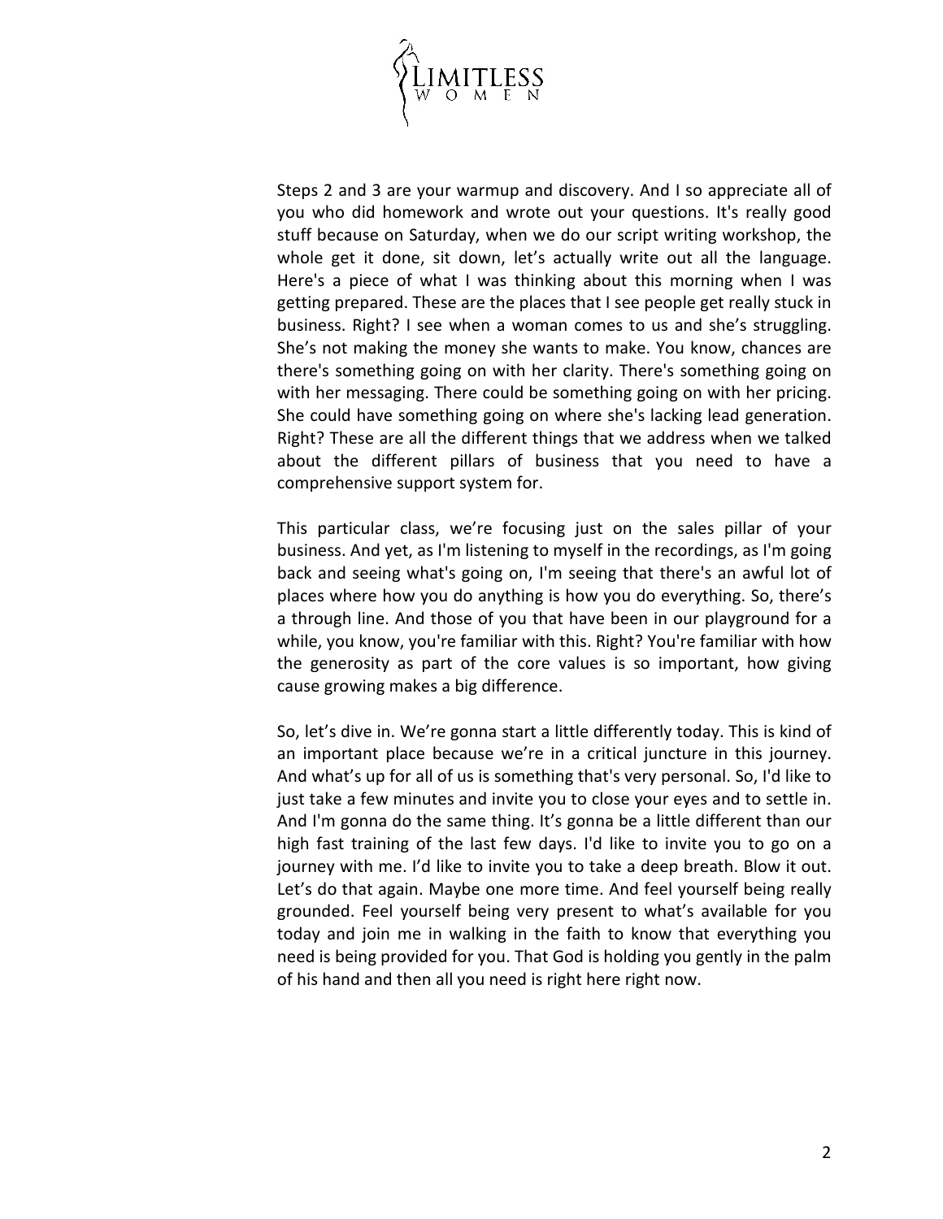Steps 2 and 3 are your warmup and discovery. And I so appreciate all of you who did homework and wrote out your questions. It's really good stuff because on Saturday, when we do our script writing workshop, the whole get it done, sit down, let's actually write out all the language. Here's a piece of what I was thinking about this morning when I was getting prepared. These are the places that I see people get really stuck in business. Right? I see when a woman comes to us and she's struggling. She's not making the money she wants to make. You know, chances are there's something going on with her clarity. There's something going on with her messaging. There could be something going on with her pricing. She could have something going on where she's lacking lead generation. Right? These are all the different things that we address when we talked about the different pillars of business that you need to have a comprehensive support system for.

This particular class, we're focusing just on the sales pillar of your business. And yet, as I'm listening to myself in the recordings, as I'm going back and seeing what's going on, I'm seeing that there's an awful lot of places where how you do anything is how you do everything. So, there's a through line. And those of you that have been in our playground for a while, you know, you're familiar with this. Right? You're familiar with how the generosity as part of the core values is so important, how giving cause growing makes a big difference.

So, let's dive in. We're gonna start a little differently today. This is kind of an important place because we're in a critical juncture in this journey. And what's up for all of us is something that's very personal. So, I'd like to just take a few minutes and invite you to close your eyes and to settle in. And I'm gonna do the same thing. It's gonna be a little different than our high fast training of the last few days. I'd like to invite you to go on a journey with me. I'd like to invite you to take a deep breath. Blow it out. Let's do that again. Maybe one more time. And feel yourself being really grounded. Feel yourself being very present to what's available for you today and join me in walking in the faith to know that everything you need is being provided for you. That God is holding you gently in the palm of his hand and then all you need is right here right now.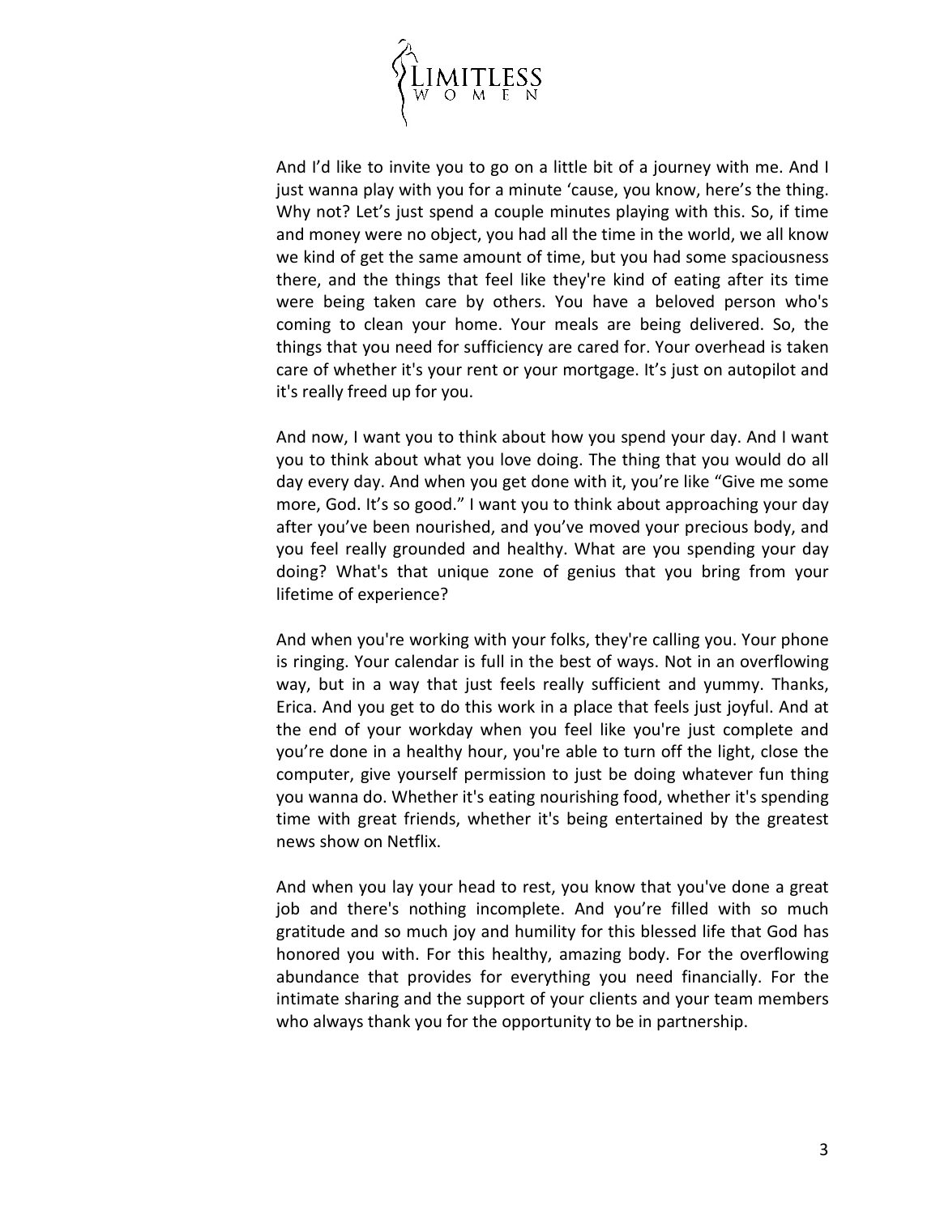And I'd like to invite you to go on a little bit of a journey with me. And I just wanna play with you for a minute 'cause, you know, here's the thing. Why not? Let's just spend a couple minutes playing with this. So, if time and money were no object, you had all the time in the world, we all know we kind of get the same amount of time, but you had some spaciousness there, and the things that feel like they're kind of eating after its time were being taken care by others. You have a beloved person who's coming to clean your home. Your meals are being delivered. So, the things that you need for sufficiency are cared for. Your overhead is taken care of whether it's your rent or your mortgage. It's just on autopilot and it's really freed up for you.

And now, I want you to think about how you spend your day. And I want you to think about what you love doing. The thing that you would do all day every day. And when you get done with it, you're like "Give me some more, God. It's so good." I want you to think about approaching your day after you've been nourished, and you've moved your precious body, and you feel really grounded and healthy. What are you spending your day doing? What's that unique zone of genius that you bring from your lifetime of experience?

And when you're working with your folks, they're calling you. Your phone is ringing. Your calendar is full in the best of ways. Not in an overflowing way, but in a way that just feels really sufficient and yummy. Thanks, Erica. And you get to do this work in a place that feels just joyful. And at the end of your workday when you feel like you're just complete and you're done in a healthy hour, you're able to turn off the light, close the computer, give yourself permission to just be doing whatever fun thing you wanna do. Whether it's eating nourishing food, whether it's spending time with great friends, whether it's being entertained by the greatest news show on Netflix.

And when you lay your head to rest, you know that you've done a great job and there's nothing incomplete. And you're filled with so much gratitude and so much joy and humility for this blessed life that God has honored you with. For this healthy, amazing body. For the overflowing abundance that provides for everything you need financially. For the intimate sharing and the support of your clients and your team members who always thank you for the opportunity to be in partnership.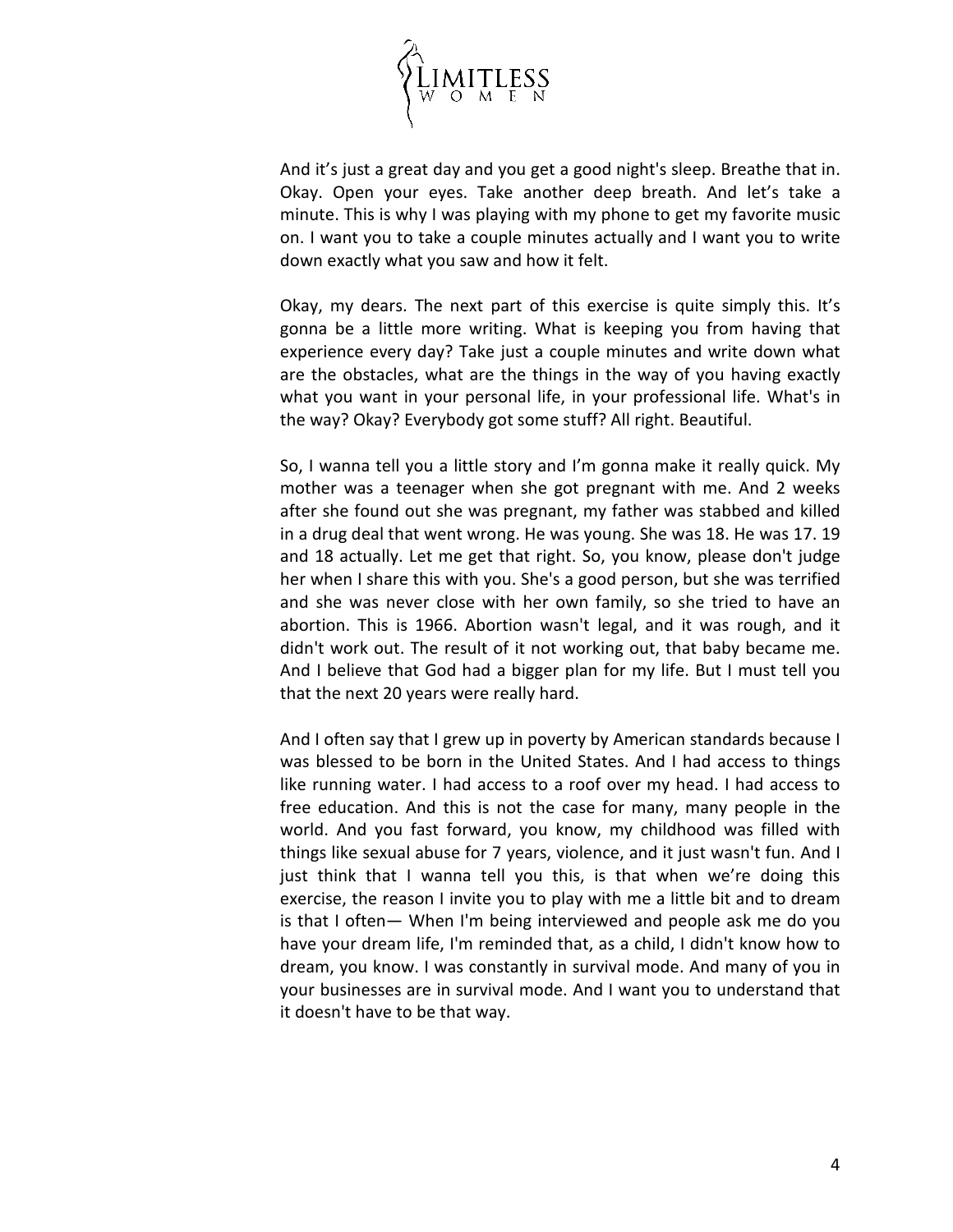And it's just a great day and you get a good night's sleep. Breathe that in. Okay. Open your eyes. Take another deep breath. And let's take a minute. This is why I was playing with my phone to get my favorite music on. I want you to take a couple minutes actually and I want you to write down exactly what you saw and how it felt.

Okay, my dears. The next part of this exercise is quite simply this. It's gonna be a little more writing. What is keeping you from having that experience every day? Take just a couple minutes and write down what are the obstacles, what are the things in the way of you having exactly what you want in your personal life, in your professional life. What's in the way? Okay? Everybody got some stuff? All right. Beautiful.

So, I wanna tell you a little story and I'm gonna make it really quick. My mother was a teenager when she got pregnant with me. And 2 weeks after she found out she was pregnant, my father was stabbed and killed in a drug deal that went wrong. He was young. She was 18. He was 17. 19 and 18 actually. Let me get that right. So, you know, please don't judge her when I share this with you. She's a good person, but she was terrified and she was never close with her own family, so she tried to have an abortion. This is 1966. Abortion wasn't legal, and it was rough, and it didn't work out. The result of it not working out, that baby became me. And I believe that God had a bigger plan for my life. But I must tell you that the next 20 years were really hard.

And I often say that I grew up in poverty by American standards because I was blessed to be born in the United States. And I had access to things like running water. I had access to a roof over my head. I had access to free education. And this is not the case for many, many people in the world. And you fast forward, you know, my childhood was filled with things like sexual abuse for 7 years, violence, and it just wasn't fun. And I just think that I wanna tell you this, is that when we're doing this exercise, the reason I invite you to play with me a little bit and to dream is that I often— When I'm being interviewed and people ask me do you have your dream life, I'm reminded that, as a child, I didn't know how to dream, you know. I was constantly in survival mode. And many of you in your businesses are in survival mode. And I want you to understand that it doesn't have to be that way.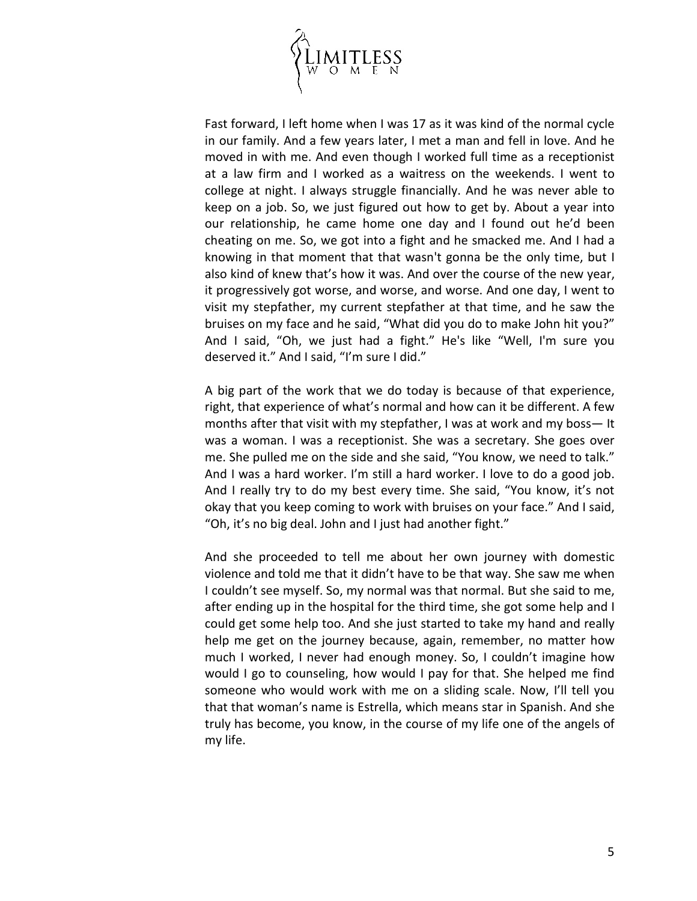Fast forward, I left home when I was 17 as it was kind of the normal cycle in our family. And a few years later, I met a man and fell in love. And he moved in with me. And even though I worked full time as a receptionist at a law firm and I worked as a waitress on the weekends. I went to college at night. I always struggle financially. And he was never able to keep on a job. So, we just figured out how to get by. About a year into our relationship, he came home one day and I found out he'd been cheating on me. So, we got into a fight and he smacked me. And I had a knowing in that moment that that wasn't gonna be the only time, but I also kind of knew that's how it was. And over the course of the new year, it progressively got worse, and worse, and worse. And one day, I went to visit my stepfather, my current stepfather at that time, and he saw the bruises on my face and he said, "What did you do to make John hit you?" And I said, "Oh, we just had a fight." He's like "Well, I'm sure you deserved it." And I said, "I'm sure I did."

A big part of the work that we do today is because of that experience, right, that experience of what's normal and how can it be different. A few months after that visit with my stepfather, I was at work and my boss— It was a woman. I was a receptionist. She was a secretary. She goes over me. She pulled me on the side and she said, "You know, we need to talk." And I was a hard worker. I'm still a hard worker. I love to do a good job. And I really try to do my best every time. She said, "You know, it's not okay that you keep coming to work with bruises on your face." And I said, "Oh, it's no big deal. John and I just had another fight."

And she proceeded to tell me about her own journey with domestic violence and told me that it didn't have to be that way. She saw me when I couldn't see myself. So, my normal was that normal. But she said to me, after ending up in the hospital for the third time, she got some help and I could get some help too. And she just started to take my hand and really help me get on the journey because, again, remember, no matter how much I worked, I never had enough money. So, I couldn't imagine how would I go to counseling, how would I pay for that. She helped me find someone who would work with me on a sliding scale. Now, I'll tell you that that woman's name is Estrella, which means star in Spanish. And she truly has become, you know, in the course of my life one of the angels of my life.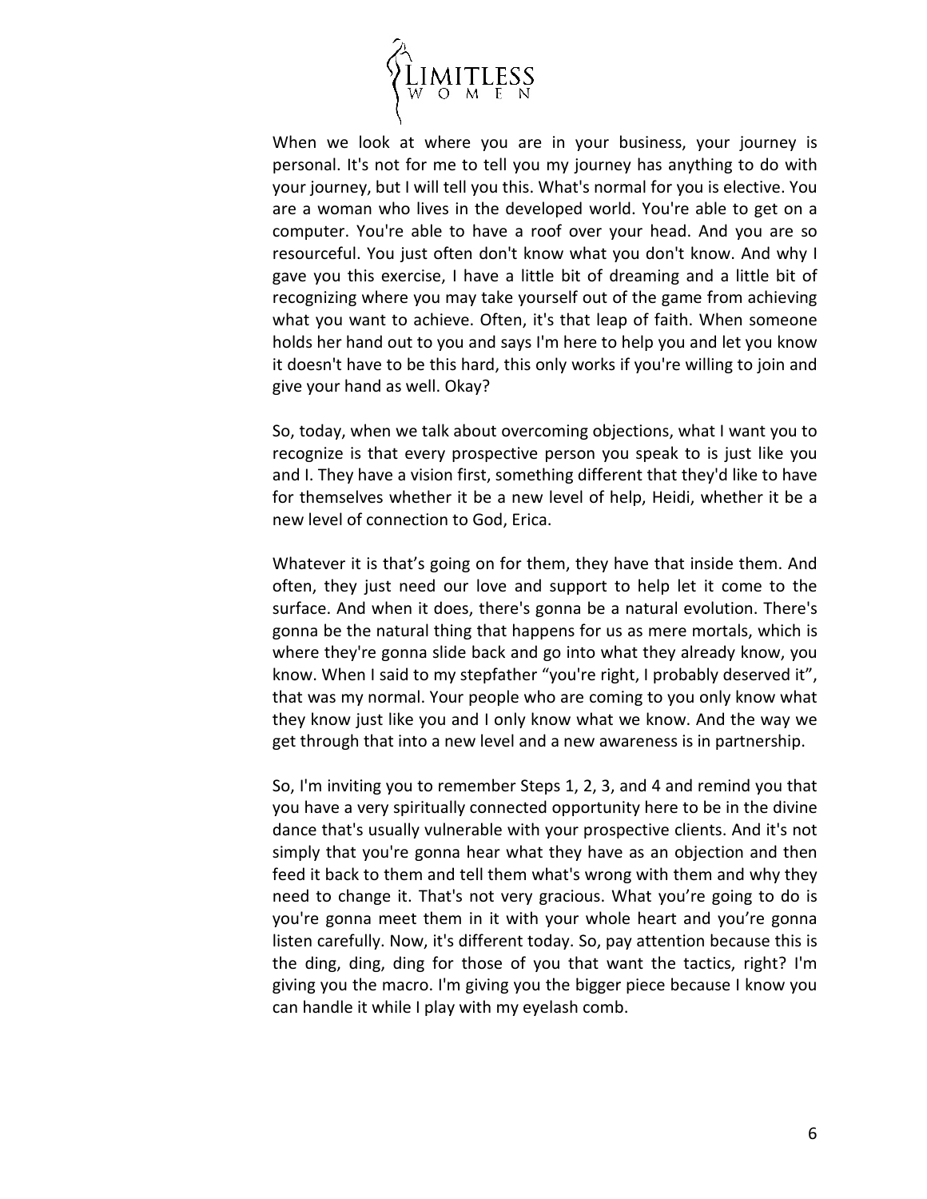When we look at where you are in your business, your journey is personal. It's not for me to tell you my journey has anything to do with your journey, but I will tell you this. What's normal for you is elective. You are a woman who lives in the developed world. You're able to get on a computer. You're able to have a roof over your head. And you are so resourceful. You just often don't know what you don't know. And why I gave you this exercise, I have a little bit of dreaming and a little bit of recognizing where you may take yourself out of the game from achieving what you want to achieve. Often, it's that leap of faith. When someone holds her hand out to you and says I'm here to help you and let you know it doesn't have to be this hard, this only works if you're willing to join and give your hand as well. Okay?

So, today, when we talk about overcoming objections, what I want you to recognize is that every prospective person you speak to is just like you and I. They have a vision first, something different that they'd like to have for themselves whether it be a new level of help, Heidi, whether it be a new level of connection to God, Erica.

Whatever it is that's going on for them, they have that inside them. And often, they just need our love and support to help let it come to the surface. And when it does, there's gonna be a natural evolution. There's gonna be the natural thing that happens for us as mere mortals, which is where they're gonna slide back and go into what they already know, you know. When I said to my stepfather "you're right, I probably deserved it", that was my normal. Your people who are coming to you only know what they know just like you and I only know what we know. And the way we get through that into a new level and a new awareness is in partnership.

So, I'm inviting you to remember Steps 1, 2, 3, and 4 and remind you that you have a very spiritually connected opportunity here to be in the divine dance that's usually vulnerable with your prospective clients. And it's not simply that you're gonna hear what they have as an objection and then feed it back to them and tell them what's wrong with them and why they need to change it. That's not very gracious. What you're going to do is you're gonna meet them in it with your whole heart and you're gonna listen carefully. Now, it's different today. So, pay attention because this is the ding, ding, ding for those of you that want the tactics, right? I'm giving you the macro. I'm giving you the bigger piece because I know you can handle it while I play with my eyelash comb.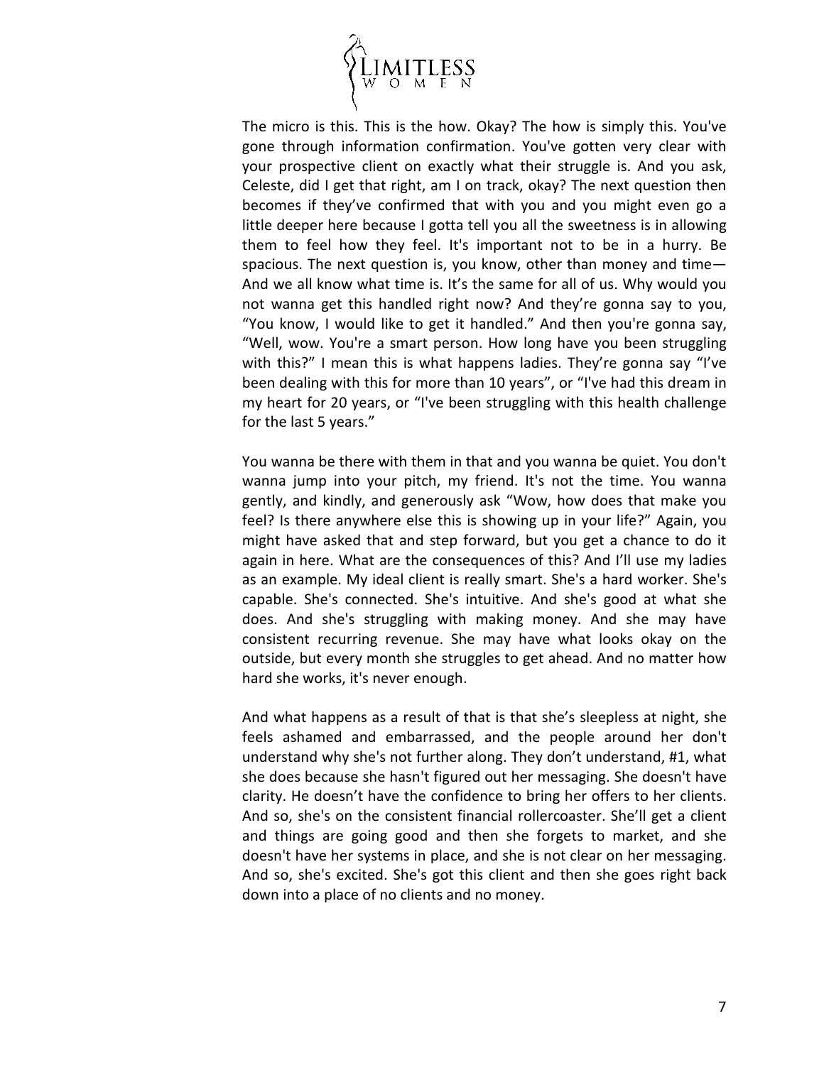The micro is this. This is the how. Okay? The how is simply this. You've gone through information confirmation. You've gotten very clear with your prospective client on exactly what their struggle is. And you ask, Celeste, did I get that right, am I on track, okay? The next question then becomes if they've confirmed that with you and you might even go a little deeper here because I gotta tell you all the sweetness is in allowing them to feel how they feel. It's important not to be in a hurry. Be spacious. The next question is, you know, other than money and time— And we all know what time is. It's the same for all of us. Why would you not wanna get this handled right now? And they're gonna say to you, "You know, I would like to get it handled." And then you're gonna say, "Well, wow. You're a smart person. How long have you been struggling with this?" I mean this is what happens ladies. They're gonna say "I've been dealing with this for more than 10 years", or "I've had this dream in my heart for 20 years, or "I've been struggling with this health challenge for the last 5 years."

You wanna be there with them in that and you wanna be quiet. You don't wanna jump into your pitch, my friend. It's not the time. You wanna gently, and kindly, and generously ask "Wow, how does that make you feel? Is there anywhere else this is showing up in your life?" Again, you might have asked that and step forward, but you get a chance to do it again in here. What are the consequences of this? And I'll use my ladies as an example. My ideal client is really smart. She's a hard worker. She's capable. She's connected. She's intuitive. And she's good at what she does. And she's struggling with making money. And she may have consistent recurring revenue. She may have what looks okay on the outside, but every month she struggles to get ahead. And no matter how hard she works, it's never enough.

And what happens as a result of that is that she's sleepless at night, she feels ashamed and embarrassed, and the people around her don't understand why she's not further along. They don't understand, #1, what she does because she hasn't figured out her messaging. She doesn't have clarity. He doesn't have the confidence to bring her offers to her clients. And so, she's on the consistent financial rollercoaster. She'll get a client and things are going good and then she forgets to market, and she doesn't have her systems in place, and she is not clear on her messaging. And so, she's excited. She's got this client and then she goes right back down into a place of no clients and no money.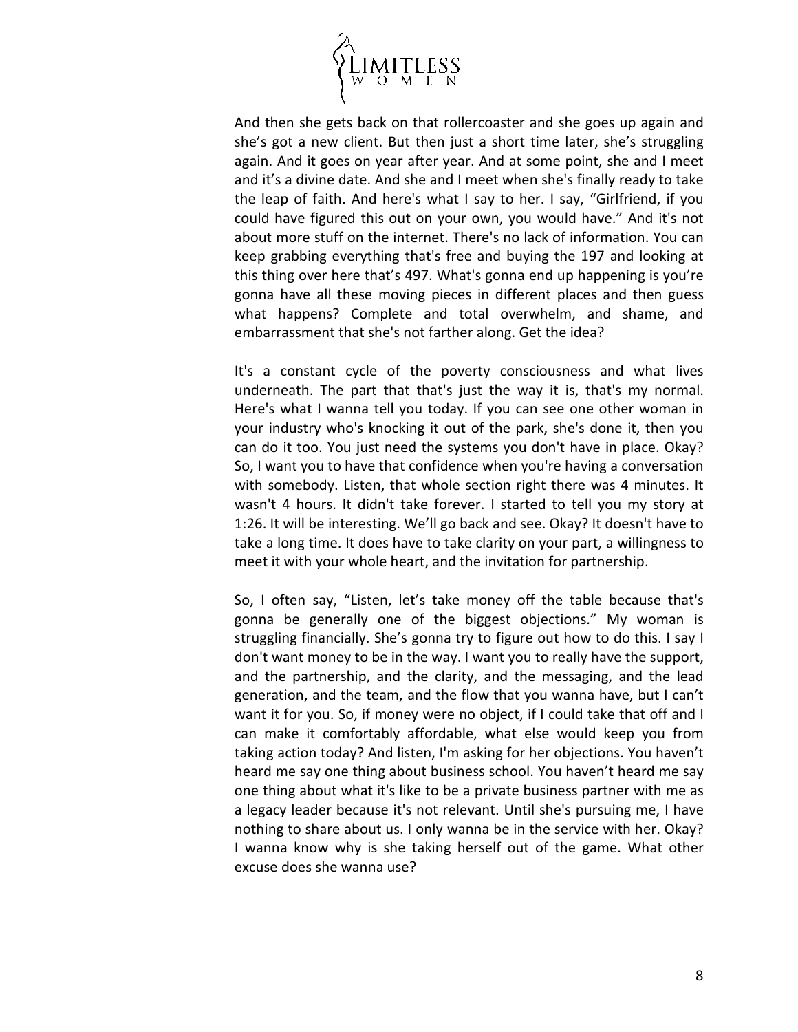And then she gets back on that rollercoaster and she goes up again and she's got a new client. But then just a short time later, she's struggling again. And it goes on year after year. And at some point, she and I meet and it's a divine date. And she and I meet when she's finally ready to take the leap of faith. And here's what I say to her. I say, "Girlfriend, if you could have figured this out on your own, you would have." And it's not about more stuff on the internet. There's no lack of information. You can keep grabbing everything that's free and buying the 197 and looking at this thing over here that's 497. What's gonna end up happening is you're gonna have all these moving pieces in different places and then guess what happens? Complete and total overwhelm, and shame, and embarrassment that she's not farther along. Get the idea?

It's a constant cycle of the poverty consciousness and what lives underneath. The part that that's just the way it is, that's my normal. Here's what I wanna tell you today. If you can see one other woman in your industry who's knocking it out of the park, she's done it, then you can do it too. You just need the systems you don't have in place. Okay? So, I want you to have that confidence when you're having a conversation with somebody. Listen, that whole section right there was 4 minutes. It wasn't 4 hours. It didn't take forever. I started to tell you my story at 1:26. It will be interesting. We'll go back and see. Okay? It doesn't have to take a long time. It does have to take clarity on your part, a willingness to meet it with your whole heart, and the invitation for partnership.

So, I often say, "Listen, let's take money off the table because that's gonna be generally one of the biggest objections." My woman is struggling financially. She's gonna try to figure out how to do this. I say I don't want money to be in the way. I want you to really have the support, and the partnership, and the clarity, and the messaging, and the lead generation, and the team, and the flow that you wanna have, but I can't want it for you. So, if money were no object, if I could take that off and I can make it comfortably affordable, what else would keep you from taking action today? And listen, I'm asking for her objections. You haven't heard me say one thing about business school. You haven't heard me say one thing about what it's like to be a private business partner with me as a legacy leader because it's not relevant. Until she's pursuing me, I have nothing to share about us. I only wanna be in the service with her. Okay? I wanna know why is she taking herself out of the game. What other excuse does she wanna use?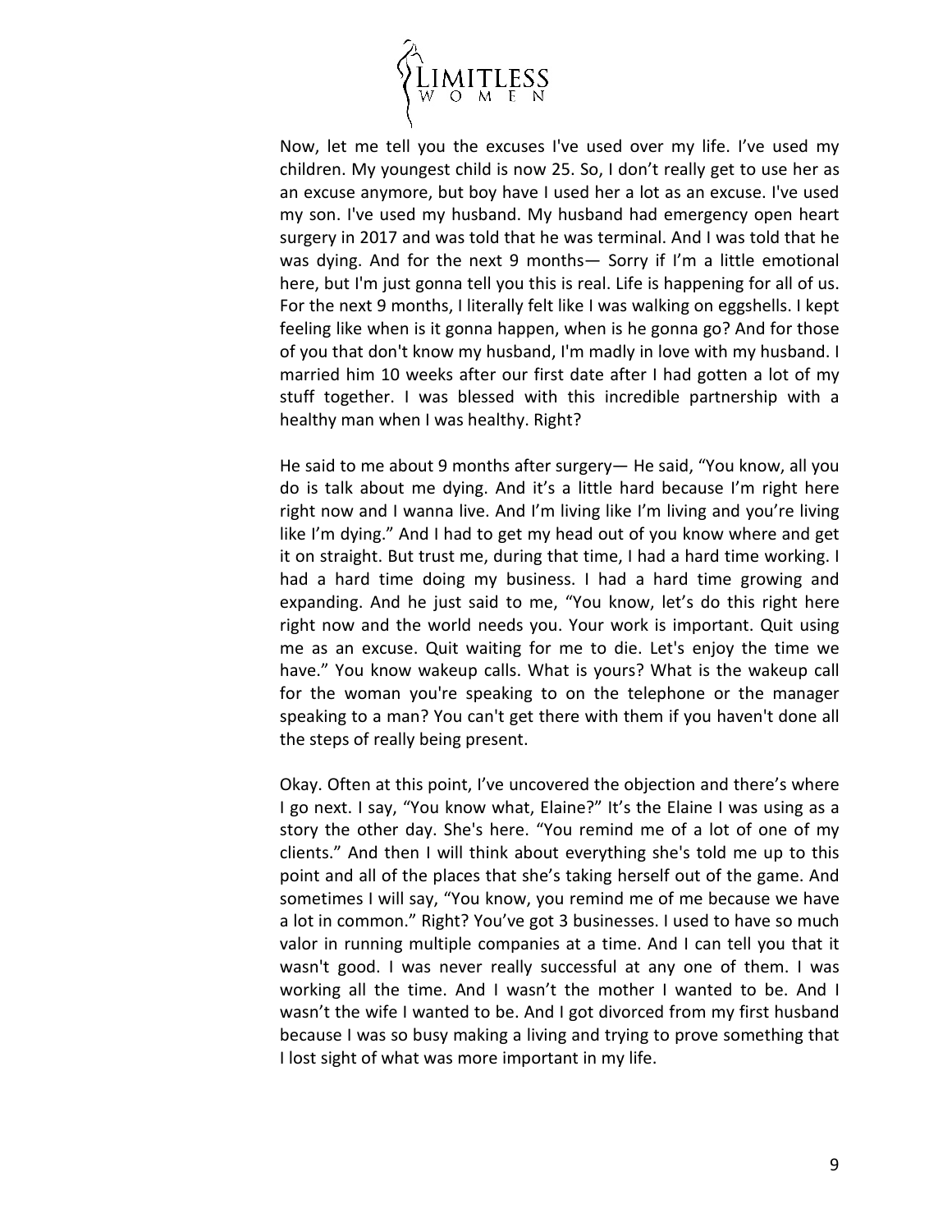Now, let me tell you the excuses I've used over my life. I've used my children. My youngest child is now 25. So, I don't really get to use her as an excuse anymore, but boy have I used her a lot as an excuse. I've used my son. I've used my husband. My husband had emergency open heart surgery in 2017 and was told that he was terminal. And I was told that he was dying. And for the next 9 months— Sorry if I'm a little emotional here, but I'm just gonna tell you this is real. Life is happening for all of us. For the next 9 months, I literally felt like I was walking on eggshells. I kept feeling like when is it gonna happen, when is he gonna go? And for those of you that don't know my husband, I'm madly in love with my husband. I married him 10 weeks after our first date after I had gotten a lot of my stuff together. I was blessed with this incredible partnership with a healthy man when I was healthy. Right?

He said to me about 9 months after surgery— He said, "You know, all you do is talk about me dying. And it's a little hard because I'm right here right now and I wanna live. And I'm living like I'm living and you're living like I'm dying." And I had to get my head out of you know where and get it on straight. But trust me, during that time, I had a hard time working. I had a hard time doing my business. I had a hard time growing and expanding. And he just said to me, "You know, let's do this right here right now and the world needs you. Your work is important. Quit using me as an excuse. Quit waiting for me to die. Let's enjoy the time we have." You know wakeup calls. What is yours? What is the wakeup call for the woman you're speaking to on the telephone or the manager speaking to a man? You can't get there with them if you haven't done all the steps of really being present.

Okay. Often at this point, I've uncovered the objection and there's where I go next. I say, "You know what, Elaine?" It's the Elaine I was using as a story the other day. She's here. "You remind me of a lot of one of my clients." And then I will think about everything she's told me up to this point and all of the places that she's taking herself out of the game. And sometimes I will say, "You know, you remind me of me because we have a lot in common." Right? You've got 3 businesses. I used to have so much valor in running multiple companies at a time. And I can tell you that it wasn't good. I was never really successful at any one of them. I was working all the time. And I wasn't the mother I wanted to be. And I wasn't the wife I wanted to be. And I got divorced from my first husband because I was so busy making a living and trying to prove something that I lost sight of what was more important in my life.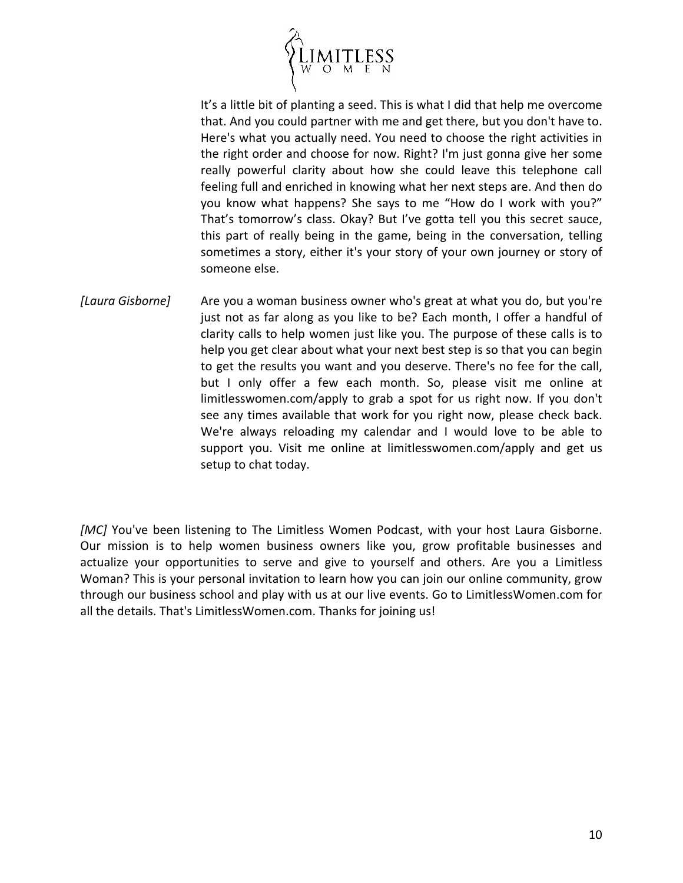It's a little bit of planting a seed. This is what I did that help me overcome that. And you could partner with me and get there, but you don't have to. Here's what you actually need. You need to choose the right activities in the right order and choose for now. Right? I'm just gonna give her some really powerful clarity about how she could leave this telephone call feeling full and enriched in knowing what her next steps are. And then do you know what happens? She says to me "How do I work with you?" That's tomorrow's class. Okay? But I've gotta tell you this secret sauce, this part of really being in the game, being in the conversation, telling sometimes a story, either it's your story of your own journey or story of someone else.

*[Laura Gisborne]* Are you a woman business owner who's great at what you do, but you're just not as far along as you like to be? Each month, I offer a handful of clarity calls to help women just like you. The purpose of these calls is to help you get clear about what your next best step is so that you can begin to get the results you want and you deserve. There's no fee for the call, but I only offer a few each month. So, please visit me online at limitlesswomen.com/apply to grab a spot for us right now. If you don't see any times available that work for you right now, please check back. We're always reloading my calendar and I would love to be able to support you. Visit me online at limitlesswomen.com/apply and get us setup to chat today.

*[MC]* You've been listening to The Limitless Women Podcast, with your host Laura Gisborne. Our mission is to help women business owners like you, grow profitable businesses and actualize your opportunities to serve and give to yourself and others. Are you a Limitless Woman? This is your personal invitation to learn how you can join our online community, grow through our business school and play with us at our live events. Go to LimitlessWomen.com for all the details. That's LimitlessWomen.com. Thanks for joining us!